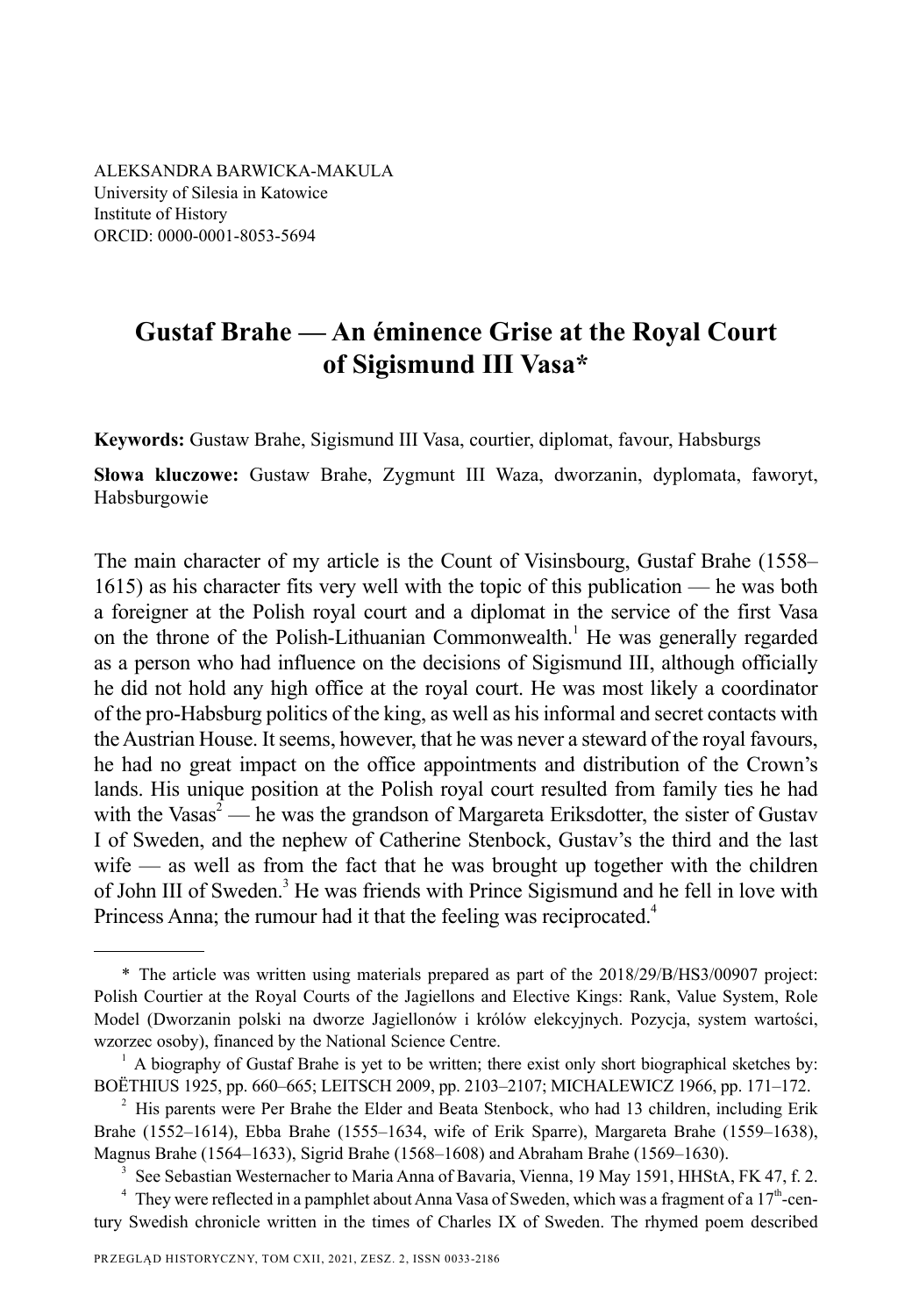ALEKSANDRA BARWICKA-MAKULA
University of Silesia in Katowice
Institute of History
ORCID: 0000-0001-8053-5694

# Gustaf Brahe — An éminence Grise at the Royal Court of Sigismund III Vasa*

**Keywords:** Gustaw Brahe, Sigismund III Vasa, courtier, diplomat, favour, Habsburgs

**Słowa kluczowe:** Gustaw Brahe, Zygmunt III Waza, dworzanin, dyplomata, faworyt, Habsburgowie

The main character of my article is the Count of Visinsbourg, Gustaf Brahe (1558–1615) as his character fits very well with the topic of this publication — he was both a foreigner at the Polish royal court and a diplomat in the service of the first Vasa on the throne of the Polish-Lithuanian Commonwealth.[1] He was generally regarded as a person who had influence on the decisions of Sigismund III, although officially he did not hold any high office at the royal court. He was most likely a coordinator of the pro-Habsburg politics of the king, as well as his informal and secret contacts with the Austrian House. It seems, however, that he was never a steward of the royal favours, he had no great impact on the office appointments and distribution of the Crown's lands. His unique position at the Polish royal court resulted from family ties he had with the Vasas[2] — he was the grandson of Margareta Eriksdotter, the sister of Gustav I of Sweden, and the nephew of Catherine Stenbock, Gustav's the third and the last wife — as well as from the fact that he was brought up together with the children of John III of Sweden.[3] He was friends with Prince Sigismund and he fell in love with Princess Anna; the rumour had it that the feeling was reciprocated.[4]

---

\* The article was written using materials prepared as part of the 2018/29/B/HS3/00907 project: Polish Courtier at the Royal Courts of the Jagiellons and Elective Kings: Rank, Value System, Role Model (Dworzanin polski na dworze Jagiellonów i królów elekcyjnych. Pozycja, system wartości, wzorzec osoby), financed by the National Science Centre.

[1] A biography of Gustaf Brahe is yet to be written; there exist only short biographical sketches by: BOËTHIUS 1925, pp. 660–665; LEITSCH 2009, pp. 2103–2107; MICHALEWICZ 1966, pp. 171–172.

[2] His parents were Per Brahe the Elder and Beata Stenbock, who had 13 children, including Erik Brahe (1552–1614), Ebba Brahe (1555–1634, wife of Erik Sparre), Margareta Brahe (1559–1638), Magnus Brahe (1564–1633), Sigrid Brahe (1568–1608) and Abraham Brahe (1569–1630).

[3] See Sebastian Westernacher to Maria Anna of Bavaria, Vienna, 19 May 1591, HHStA, FK 47, f. 2.

[4] They were reflected in a pamphlet about Anna Vasa of Sweden, which was a fragment of a 17th-century Swedish chronicle written in the times of Charles IX of Sweden. The rhymed poem described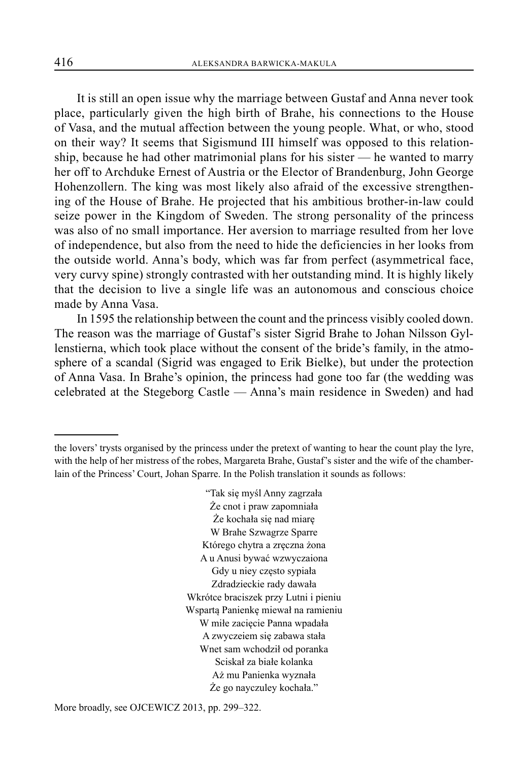It is still an open issue why the marriage between Gustaf and Anna never took place, particularly given the high birth of Brahe, his connections to the House of Vasa, and the mutual affection between the young people. What, or who, stood on their way? It seems that Sigismund III himself was opposed to this relationship, because he had other matrimonial plans for his sister — he wanted to marry her off to Archduke Ernest of Austria or the Elector of Brandenburg, John George Hohenzollern. The king was most likely also afraid of the excessive strengthening of the House of Brahe. He projected that his ambitious brother-in-law could seize power in the Kingdom of Sweden. The strong personality of the princess was also of no small importance. Her aversion to marriage resulted from her love of independence, but also from the need to hide the deficiencies in her looks from the outside world. Anna's body, which was far from perfect (asymmetrical face, very curvy spine) strongly contrasted with her outstanding mind. It is highly likely that the decision to live a single life was an autonomous and conscious choice made by Anna Vasa.

In 1595 the relationship between the count and the princess visibly cooled down. The reason was the marriage of Gustaf's sister Sigrid Brahe to Johan Nilsson Gyllenstierna, which took place without the consent of the bride's family, in the atmosphere of a scandal (Sigrid was engaged to Erik Bielke), but under the protection of Anna Vasa. In Brahe's opinion, the princess had gone too far (the wedding was celebrated at the Stegeborg Castle — Anna's main residence in Sweden) and had

---

the lovers' trysts organised by the princess under the pretext of wanting to hear the count play the lyre, with the help of her mistress of the robes, Margareta Brahe, Gustaf's sister and the wife of the chamberlain of the Princess' Court, Johan Sparre. In the Polish translation it sounds as follows:

"Tak się myśl Anny zagrzała  
Że cnot i praw zapomniała  
Że kochała się nad miarę  
W Brahe Szwagrze Sparre  
Którego chytra a zręczna żona  
A u Anusi bywać wzwyczaiona  
Gdy u niey często sypiała  
Zdradzieckie rady dawała  
Wkrótce braciszek przy Lutni i pieniu  
Wspartą Panienkę miewał na ramieniu  
W miłe zacięcie Panna wpadała  
A zwyczeiem się zabawa stała  
Wnet sam wchodził od poranka  
Sciskał za białe kolanka  
Aż mu Panienka wyznała  
Że go nayczuley kochała."

More broadly, see OJCEWICZ 2013, pp. 299–322.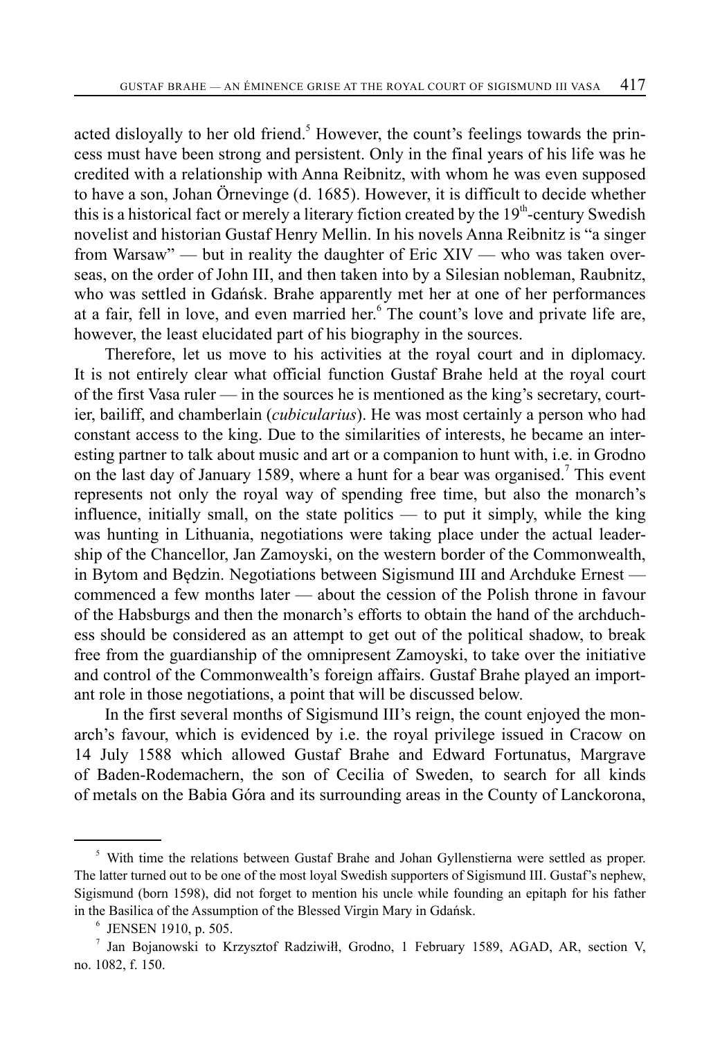acted disloyally to her old friend.[5] However, the count's feelings towards the princess must have been strong and persistent. Only in the final years of his life was he credited with a relationship with Anna Reibnitz, with whom he was even supposed to have a son, Johan Örnevinge (d. 1685). However, it is difficult to decide whether this is a historical fact or merely a literary fiction created by the 19th-century Swedish novelist and historian Gustaf Henry Mellin. In his novels Anna Reibnitz is "a singer from Warsaw" — but in reality the daughter of Eric XIV — who was taken overseas, on the order of John III, and then taken into by a Silesian nobleman, Raubnitz, who was settled in Gdańsk. Brahe apparently met her at one of her performances at a fair, fell in love, and even married her.[6] The count's love and private life are, however, the least elucidated part of his biography in the sources.

Therefore, let us move to his activities at the royal court and in diplomacy. It is not entirely clear what official function Gustaf Brahe held at the royal court of the first Vasa ruler — in the sources he is mentioned as the king's secretary, courtier, bailiff, and chamberlain (*cubicularius*). He was most certainly a person who had constant access to the king. Due to the similarities of interests, he became an interesting partner to talk about music and art or a companion to hunt with, i.e. in Grodno on the last day of January 1589, where a hunt for a bear was organised.[7] This event represents not only the royal way of spending free time, but also the monarch's influence, initially small, on the state politics — to put it simply, while the king was hunting in Lithuania, negotiations were taking place under the actual leadership of the Chancellor, Jan Zamoyski, on the western border of the Commonwealth, in Bytom and Będzin. Negotiations between Sigismund III and Archduke Ernest — commenced a few months later — about the cession of the Polish throne in favour of the Habsburgs and then the monarch's efforts to obtain the hand of the archduchess should be considered as an attempt to get out of the political shadow, to break free from the guardianship of the omnipresent Zamoyski, to take over the initiative and control of the Commonwealth's foreign affairs. Gustaf Brahe played an important role in those negotiations, a point that will be discussed below.

In the first several months of Sigismund III's reign, the count enjoyed the monarch's favour, which is evidenced by i.e. the royal privilege issued in Cracow on 14 July 1588 which allowed Gustaf Brahe and Edward Fortunatus, Margrave of Baden-Rodemachern, the son of Cecilia of Sweden, to search for all kinds of metals on the Babia Góra and its surrounding areas in the County of Lanckorona,

---

[5] With time the relations between Gustaf Brahe and Johan Gyllenstierna were settled as proper. The latter turned out to be one of the most loyal Swedish supporters of Sigismund III. Gustaf's nephew, Sigismund (born 1598), did not forget to mention his uncle while founding an epitaph for his father in the Basilica of the Assumption of the Blessed Virgin Mary in Gdańsk.

[6] JENSEN 1910, p. 505.

[7] Jan Bojanowski to Krzysztof Radziwiłł, Grodno, 1 February 1589, AGAD, AR, section V, no. 1082, f. 150.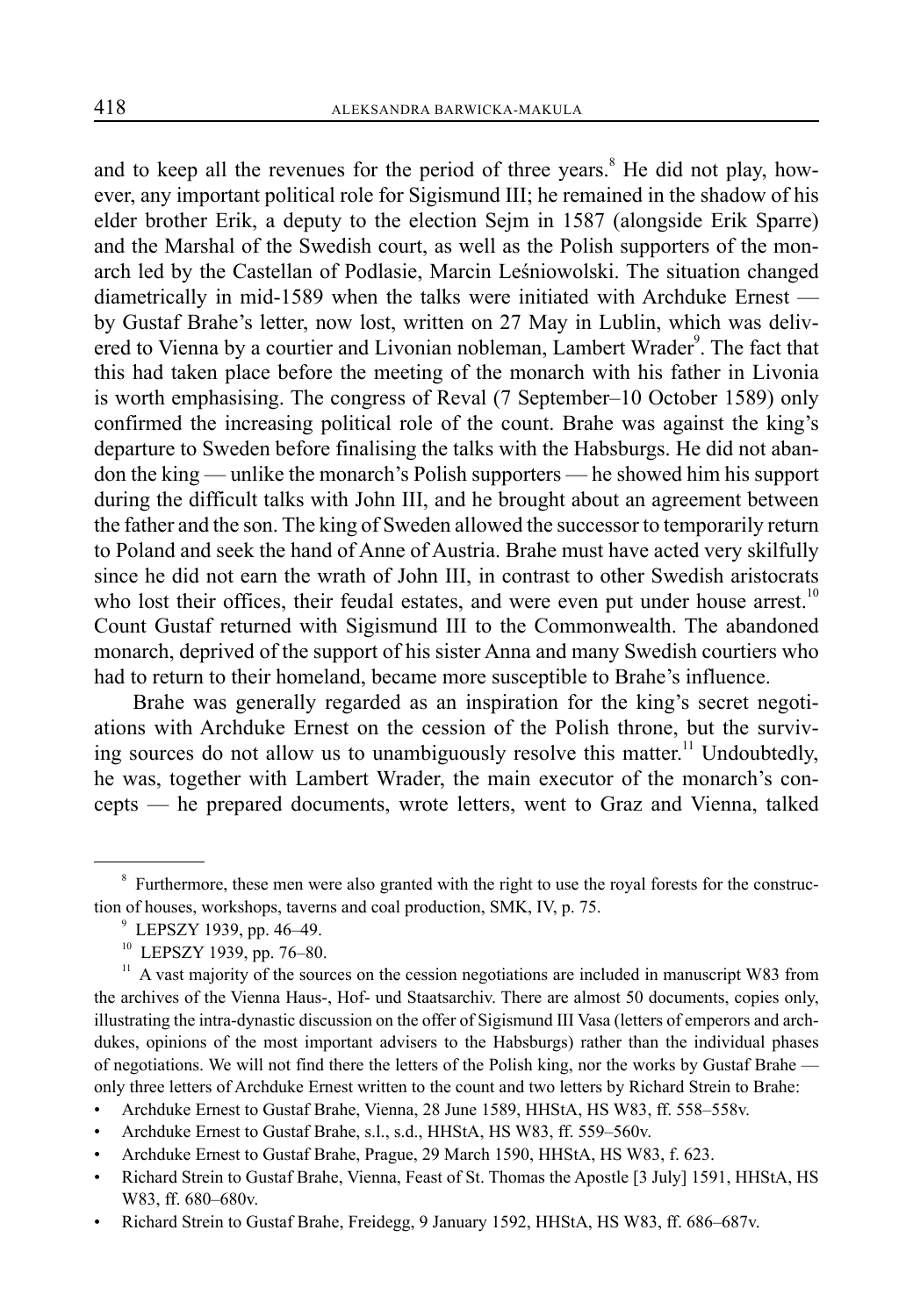and to keep all the revenues for the period of three years.[8] He did not play, however, any important political role for Sigismund III; he remained in the shadow of his elder brother Erik, a deputy to the election Sejm in 1587 (alongside Erik Sparre) and the Marshal of the Swedish court, as well as the Polish supporters of the monarch led by the Castellan of Podlasie, Marcin Leśniowolski. The situation changed diametrically in mid-1589 when the talks were initiated with Archduke Ernest — by Gustaf Brahe's letter, now lost, written on 27 May in Lublin, which was delivered to Vienna by a courtier and Livonian nobleman, Lambert Wrader[9]. The fact that this had taken place before the meeting of the monarch with his father in Livonia is worth emphasising. The congress of Reval (7 September–10 October 1589) only confirmed the increasing political role of the count. Brahe was against the king's departure to Sweden before finalising the talks with the Habsburgs. He did not abandon the king — unlike the monarch's Polish supporters — he showed him his support during the difficult talks with John III, and he brought about an agreement between the father and the son. The king of Sweden allowed the successor to temporarily return to Poland and seek the hand of Anne of Austria. Brahe must have acted very skilfully since he did not earn the wrath of John III, in contrast to other Swedish aristocrats who lost their offices, their feudal estates, and were even put under house arrest.[10] Count Gustaf returned with Sigismund III to the Commonwealth. The abandoned monarch, deprived of the support of his sister Anna and many Swedish courtiers who had to return to their homeland, became more susceptible to Brahe's influence.

Brahe was generally regarded as an inspiration for the king's secret negotiations with Archduke Ernest on the cession of the Polish throne, but the surviving sources do not allow us to unambiguously resolve this matter.[11] Undoubtedly, he was, together with Lambert Wrader, the main executor of the monarch's concepts — he prepared documents, wrote letters, went to Graz and Vienna, talked

---

[8] Furthermore, these men were also granted with the right to use the royal forests for the construction of houses, workshops, taverns and coal production, SMK, IV, p. 75.

[9] LEPSZY 1939, pp. 46–49.

[10] LEPSZY 1939, pp. 76–80.

[11] A vast majority of the sources on the cession negotiations are included in manuscript W83 from the archives of the Vienna Haus-, Hof- und Staatsarchiv. There are almost 50 documents, copies only, illustrating the intra-dynastic discussion on the offer of Sigismund III Vasa (letters of emperors and archdukes, opinions of the most important advisers to the Habsburgs) rather than the individual phases of negotiations. We will not find there the letters of the Polish king, nor the works by Gustaf Brahe — only three letters of Archduke Ernest written to the count and two letters by Richard Strein to Brahe:

- Archduke Ernest to Gustaf Brahe, Vienna, 28 June 1589, HHStA, HS W83, ff. 558–558v.
- Archduke Ernest to Gustaf Brahe, s.l., s.d., HHStA, HS W83, ff. 559–560v.
- Archduke Ernest to Gustaf Brahe, Prague, 29 March 1590, HHStA, HS W83, f. 623.
- Richard Strein to Gustaf Brahe, Vienna, Feast of St. Thomas the Apostle [3 July] 1591, HHStA, HS W83, ff. 680–680v.
- Richard Strein to Gustaf Brahe, Freidegg, 9 January 1592, HHStA, HS W83, ff. 686–687v.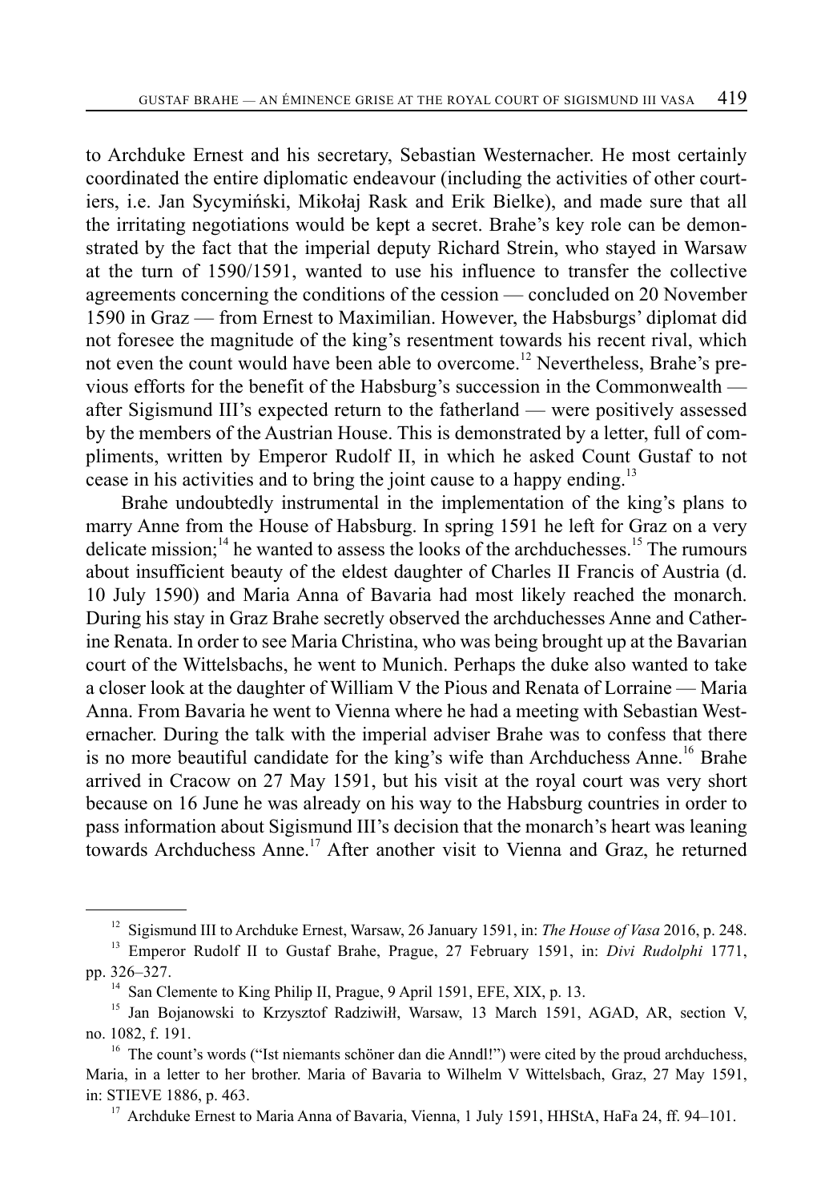to Archduke Ernest and his secretary, Sebastian Westernacher. He most certainly coordinated the entire diplomatic endeavour (including the activities of other courtiers, i.e. Jan Sycymiński, Mikołaj Rask and Erik Bielke), and made sure that all the irritating negotiations would be kept a secret. Brahe's key role can be demonstrated by the fact that the imperial deputy Richard Strein, who stayed in Warsaw at the turn of 1590/1591, wanted to use his influence to transfer the collective agreements concerning the conditions of the cession — concluded on 20 November 1590 in Graz — from Ernest to Maximilian. However, the Habsburgs' diplomat did not foresee the magnitude of the king's resentment towards his recent rival, which not even the count would have been able to overcome.[12] Nevertheless, Brahe's previous efforts for the benefit of the Habsburg's succession in the Commonwealth — after Sigismund III's expected return to the fatherland — were positively assessed by the members of the Austrian House. This is demonstrated by a letter, full of compliments, written by Emperor Rudolf II, in which he asked Count Gustaf to not cease in his activities and to bring the joint cause to a happy ending.[13]

Brahe undoubtedly instrumental in the implementation of the king's plans to marry Anne from the House of Habsburg. In spring 1591 he left for Graz on a very delicate mission;[14] he wanted to assess the looks of the archduchesses.[15] The rumours about insufficient beauty of the eldest daughter of Charles II Francis of Austria (d. 10 July 1590) and Maria Anna of Bavaria had most likely reached the monarch. During his stay in Graz Brahe secretly observed the archduchesses Anne and Catherine Renata. In order to see Maria Christina, who was being brought up at the Bavarian court of the Wittelsbachs, he went to Munich. Perhaps the duke also wanted to take a closer look at the daughter of William V the Pious and Renata of Lorraine — Maria Anna. From Bavaria he went to Vienna where he had a meeting with Sebastian Westernacher. During the talk with the imperial adviser Brahe was to confess that there is no more beautiful candidate for the king's wife than Archduchess Anne.[16] Brahe arrived in Cracow on 27 May 1591, but his visit at the royal court was very short because on 16 June he was already on his way to the Habsburg countries in order to pass information about Sigismund III's decision that the monarch's heart was leaning towards Archduchess Anne.[17] After another visit to Vienna and Graz, he returned

---

[12] Sigismund III to Archduke Ernest, Warsaw, 26 January 1591, in: *The House of Vasa* 2016, p. 248.

[13] Emperor Rudolf II to Gustaf Brahe, Prague, 27 February 1591, in: *Divi Rudolphi* 1771, pp. 326–327.

[14] San Clemente to King Philip II, Prague, 9 April 1591, EFE, XIX, p. 13.

[15] Jan Bojanowski to Krzysztof Radziwiłł, Warsaw, 13 March 1591, AGAD, AR, section V, no. 1082, f. 191.

[16] The count's words ("Ist niemants schöner dan die Anndl!") were cited by the proud archduchess, Maria, in a letter to her brother. Maria of Bavaria to Wilhelm V Wittelsbach, Graz, 27 May 1591, in: STIEVE 1886, p. 463.

[17] Archduke Ernest to Maria Anna of Bavaria, Vienna, 1 July 1591, HHStA, HaFa 24, ff. 94–101.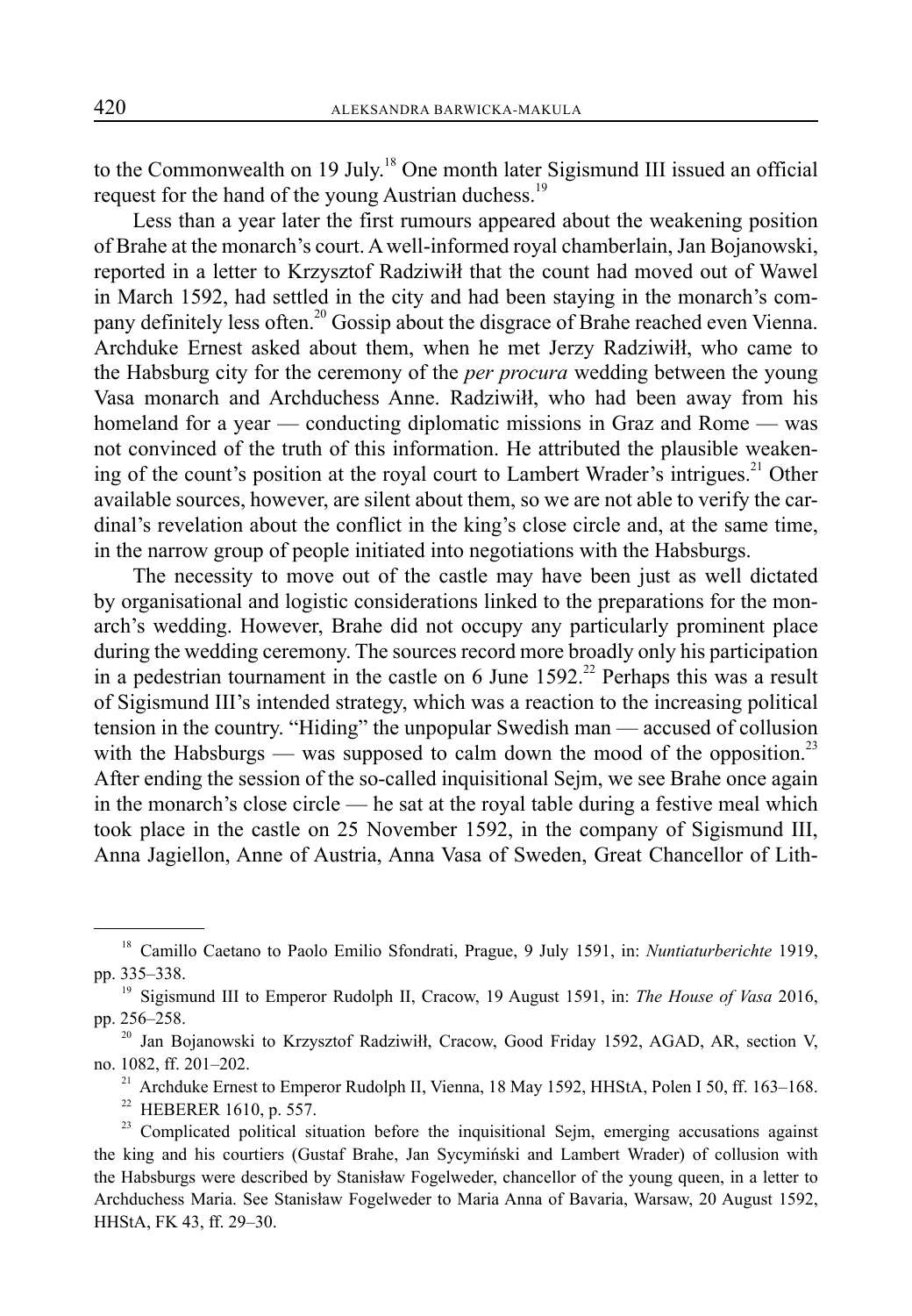to the Commonwealth on 19 July.[18] One month later Sigismund III issued an official request for the hand of the young Austrian duchess.[19]

Less than a year later the first rumours appeared about the weakening position of Brahe at the monarch's court. A well-informed royal chamberlain, Jan Bojanowski, reported in a letter to Krzysztof Radziwiłł that the count had moved out of Wawel in March 1592, had settled in the city and had been staying in the monarch's company definitely less often.[20] Gossip about the disgrace of Brahe reached even Vienna. Archduke Ernest asked about them, when he met Jerzy Radziwiłł, who came to the Habsburg city for the ceremony of the *per procura* wedding between the young Vasa monarch and Archduchess Anne. Radziwiłł, who had been away from his homeland for a year — conducting diplomatic missions in Graz and Rome — was not convinced of the truth of this information. He attributed the plausible weakening of the count's position at the royal court to Lambert Wrader's intrigues.[21] Other available sources, however, are silent about them, so we are not able to verify the cardinal's revelation about the conflict in the king's close circle and, at the same time, in the narrow group of people initiated into negotiations with the Habsburgs.

The necessity to move out of the castle may have been just as well dictated by organisational and logistic considerations linked to the preparations for the monarch's wedding. However, Brahe did not occupy any particularly prominent place during the wedding ceremony. The sources record more broadly only his participation in a pedestrian tournament in the castle on 6 June 1592.[22] Perhaps this was a result of Sigismund III's intended strategy, which was a reaction to the increasing political tension in the country. "Hiding" the unpopular Swedish man — accused of collusion with the Habsburgs — was supposed to calm down the mood of the opposition.[23] After ending the session of the so-called inquisitional Sejm, we see Brahe once again in the monarch's close circle — he sat at the royal table during a festive meal which took place in the castle on 25 November 1592, in the company of Sigismund III, Anna Jagiellon, Anne of Austria, Anna Vasa of Sweden, Great Chancellor of Lith-

---

[18] Camillo Caetano to Paolo Emilio Sfondrati, Prague, 9 July 1591, in: *Nuntiaturberichte* 1919, pp. 335–338.

[19] Sigismund III to Emperor Rudolph II, Cracow, 19 August 1591, in: *The House of Vasa* 2016, pp. 256–258.

[20] Jan Bojanowski to Krzysztof Radziwiłł, Cracow, Good Friday 1592, AGAD, AR, section V, no. 1082, ff. 201–202.

[21] Archduke Ernest to Emperor Rudolph II, Vienna, 18 May 1592, HHStA, Polen I 50, ff. 163–168.

[22] HEBERER 1610, p. 557.

[23] Complicated political situation before the inquisitional Sejm, emerging accusations against the king and his courtiers (Gustaf Brahe, Jan Sycymiński and Lambert Wrader) of collusion with the Habsburgs were described by Stanisław Fogelweder, chancellor of the young queen, in a letter to Archduchess Maria. See Stanisław Fogelweder to Maria Anna of Bavaria, Warsaw, 20 August 1592, HHStA, FK 43, ff. 29–30.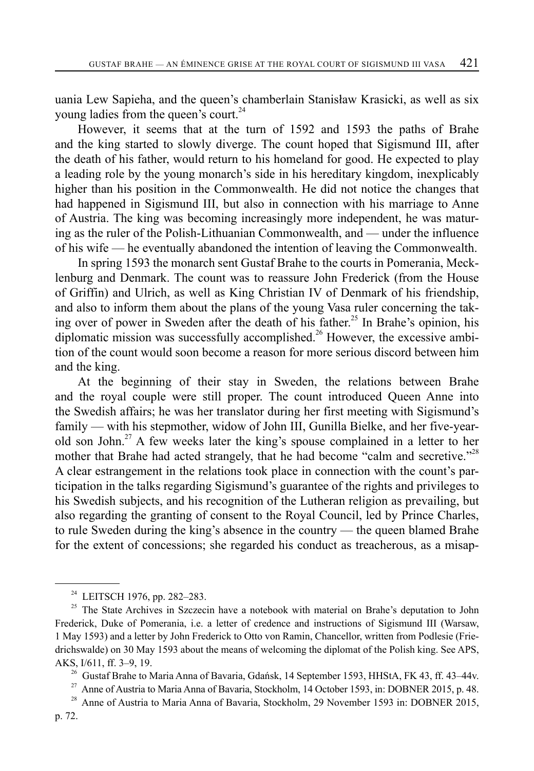uania Lew Sapieha, and the queen's chamberlain Stanisław Krasicki, as well as six young ladies from the queen's court.[24]

However, it seems that at the turn of 1592 and 1593 the paths of Brahe and the king started to slowly diverge. The count hoped that Sigismund III, after the death of his father, would return to his homeland for good. He expected to play a leading role by the young monarch's side in his hereditary kingdom, inexplicably higher than his position in the Commonwealth. He did not notice the changes that had happened in Sigismund III, but also in connection with his marriage to Anne of Austria. The king was becoming increasingly more independent, he was maturing as the ruler of the Polish-Lithuanian Commonwealth, and — under the influence of his wife — he eventually abandoned the intention of leaving the Commonwealth.

In spring 1593 the monarch sent Gustaf Brahe to the courts in Pomerania, Mecklenburg and Denmark. The count was to reassure John Frederick (from the House of Griffin) and Ulrich, as well as King Christian IV of Denmark of his friendship, and also to inform them about the plans of the young Vasa ruler concerning the taking over of power in Sweden after the death of his father.[25] In Brahe's opinion, his diplomatic mission was successfully accomplished.[26] However, the excessive ambition of the count would soon become a reason for more serious discord between him and the king.

At the beginning of their stay in Sweden, the relations between Brahe and the royal couple were still proper. The count introduced Queen Anne into the Swedish affairs; he was her translator during her first meeting with Sigismund's family — with his stepmother, widow of John III, Gunilla Bielke, and her five-year-old son John.[27] A few weeks later the king's spouse complained in a letter to her mother that Brahe had acted strangely, that he had become "calm and secretive."[28] A clear estrangement in the relations took place in connection with the count's participation in the talks regarding Sigismund's guarantee of the rights and privileges to his Swedish subjects, and his recognition of the Lutheran religion as prevailing, but also regarding the granting of consent to the Royal Council, led by Prince Charles, to rule Sweden during the king's absence in the country — the queen blamed Brahe for the extent of concessions; she regarded his conduct as treacherous, as a misap-

---

[24] LEITSCH 1976, pp. 282–283.

[25] The State Archives in Szczecin have a notebook with material on Brahe's deputation to John Frederick, Duke of Pomerania, i.e. a letter of credence and instructions of Sigismund III (Warsaw, 1 May 1593) and a letter by John Frederick to Otto von Ramin, Chancellor, written from Podlesie (Friedrichswalde) on 30 May 1593 about the means of welcoming the diplomat of the Polish king. See APS, AKS, I/611, ff. 3–9, 19.

[26] Gustaf Brahe to Maria Anna of Bavaria, Gdańsk, 14 September 1593, HHStA, FK 43, ff. 43–44v.

[27] Anne of Austria to Maria Anna of Bavaria, Stockholm, 14 October 1593, in: DOBNER 2015, p. 48.

[28] Anne of Austria to Maria Anna of Bavaria, Stockholm, 29 November 1593 in: DOBNER 2015, p. 72.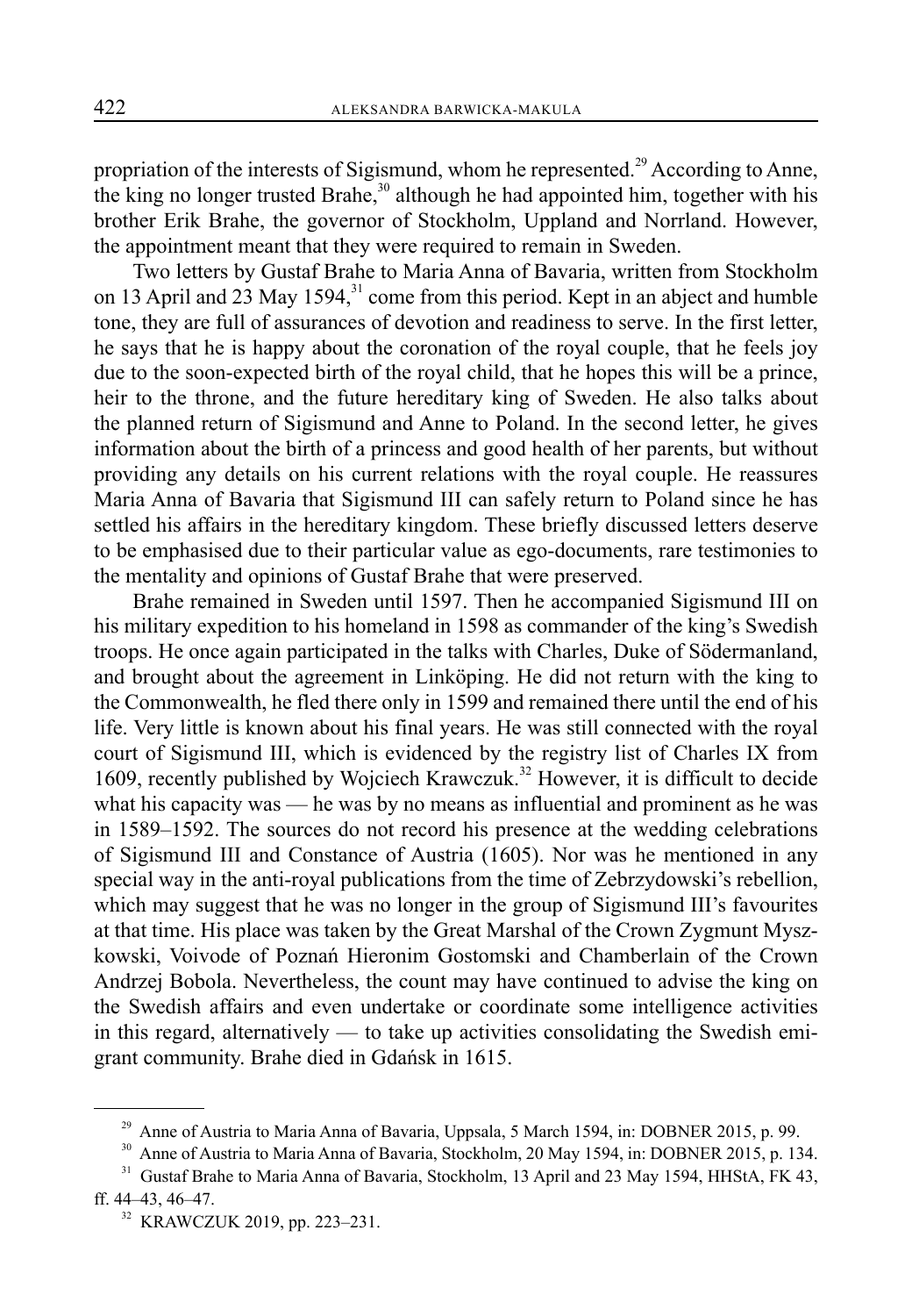propriation of the interests of Sigismund, whom he represented.[29] According to Anne, the king no longer trusted Brahe,[30] although he had appointed him, together with his brother Erik Brahe, the governor of Stockholm, Uppland and Norrland. However, the appointment meant that they were required to remain in Sweden.

Two letters by Gustaf Brahe to Maria Anna of Bavaria, written from Stockholm on 13 April and 23 May 1594,[31] come from this period. Kept in an abject and humble tone, they are full of assurances of devotion and readiness to serve. In the first letter, he says that he is happy about the coronation of the royal couple, that he feels joy due to the soon-expected birth of the royal child, that he hopes this will be a prince, heir to the throne, and the future hereditary king of Sweden. He also talks about the planned return of Sigismund and Anne to Poland. In the second letter, he gives information about the birth of a princess and good health of her parents, but without providing any details on his current relations with the royal couple. He reassures Maria Anna of Bavaria that Sigismund III can safely return to Poland since he has settled his affairs in the hereditary kingdom. These briefly discussed letters deserve to be emphasised due to their particular value as ego-documents, rare testimonies to the mentality and opinions of Gustaf Brahe that were preserved.

Brahe remained in Sweden until 1597. Then he accompanied Sigismund III on his military expedition to his homeland in 1598 as commander of the king's Swedish troops. He once again participated in the talks with Charles, Duke of Södermanland, and brought about the agreement in Linköping. He did not return with the king to the Commonwealth, he fled there only in 1599 and remained there until the end of his life. Very little is known about his final years. He was still connected with the royal court of Sigismund III, which is evidenced by the registry list of Charles IX from 1609, recently published by Wojciech Krawczuk.[32] However, it is difficult to decide what his capacity was — he was by no means as influential and prominent as he was in 1589–1592. The sources do not record his presence at the wedding celebrations of Sigismund III and Constance of Austria (1605). Nor was he mentioned in any special way in the anti-royal publications from the time of Zebrzydowski's rebellion, which may suggest that he was no longer in the group of Sigismund III's favourites at that time. His place was taken by the Great Marshal of the Crown Zygmunt Myszkowski, Voivode of Poznań Hieronim Gostomski and Chamberlain of the Crown Andrzej Bobola. Nevertheless, the count may have continued to advise the king on the Swedish affairs and even undertake or coordinate some intelligence activities in this regard, alternatively — to take up activities consolidating the Swedish emigrant community. Brahe died in Gdańsk in 1615.

---

[29] Anne of Austria to Maria Anna of Bavaria, Uppsala, 5 March 1594, in: DOBNER 2015, p. 99.

[30] Anne of Austria to Maria Anna of Bavaria, Stockholm, 20 May 1594, in: DOBNER 2015, p. 134.

[31] Gustaf Brahe to Maria Anna of Bavaria, Stockholm, 13 April and 23 May 1594, HHStA, FK 43, ff. 44–43, 46–47.

[32] KRAWCZUK 2019, pp. 223–231.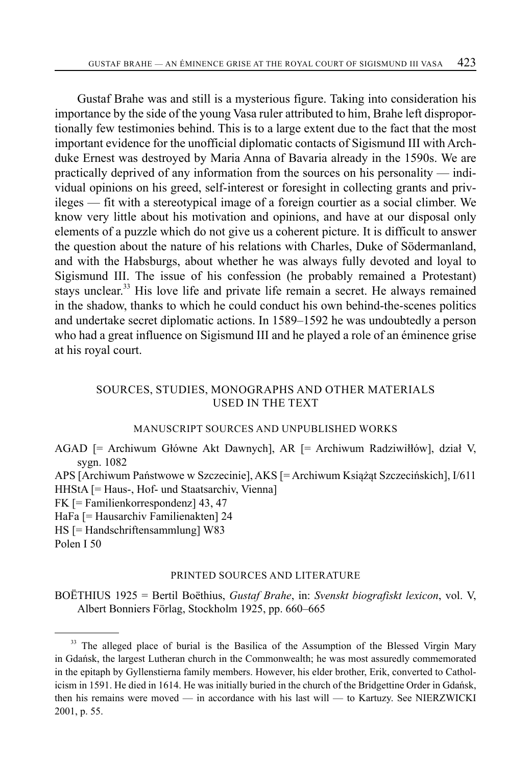Gustaf Brahe was and still is a mysterious figure. Taking into consideration his importance by the side of the young Vasa ruler attributed to him, Brahe left disproportionally few testimonies behind. This is to a large extent due to the fact that the most important evidence for the unofficial diplomatic contacts of Sigismund III with Archduke Ernest was destroyed by Maria Anna of Bavaria already in the 1590s. We are practically deprived of any information from the sources on his personality — individual opinions on his greed, self-interest or foresight in collecting grants and privileges — fit with a stereotypical image of a foreign courtier as a social climber. We know very little about his motivation and opinions, and have at our disposal only elements of a puzzle which do not give us a coherent picture. It is difficult to answer the question about the nature of his relations with Charles, Duke of Södermanland, and with the Habsburgs, about whether he was always fully devoted and loyal to Sigismund III. The issue of his confession (he probably remained a Protestant) stays unclear.[33] His love life and private life remain a secret. He always remained in the shadow, thanks to which he could conduct his own behind-the-scenes politics and undertake secret diplomatic actions. In 1589–1592 he was undoubtedly a person who had a great influence on Sigismund III and he played a role of an éminence grise at his royal court.

## SOURCES, STUDIES, MONOGRAPHS AND OTHER MATERIALS USED IN THE TEXT

### MANUSCRIPT SOURCES AND UNPUBLISHED WORKS

AGAD [= Archiwum Główne Akt Dawnych], AR [= Archiwum Radziwiłłów], dział V, sygn. 1082

APS [Archiwum Państwowe w Szczecinie], AKS [= Archiwum Książąt Szczecińskich], I/611

HHStA [= Haus-, Hof- und Staatsarchiv, Vienna]

FK [= Familienkorrespondenz] 43, 47

HaFa [= Hausarchiv Familienakten] 24

HS [= Handschriftensammlung] W83

Polen I 50

### PRINTED SOURCES AND LITERATURE

BOËTHIUS 1925 = Bertil Boëthius, *Gustaf Brahe*, in: *Svenskt biografiskt lexicon*, vol. V, Albert Bonniers Förlag, Stockholm 1925, pp. 660–665

---

[33] The alleged place of burial is the Basilica of the Assumption of the Blessed Virgin Mary in Gdańsk, the largest Lutheran church in the Commonwealth; he was most assuredly commemorated in the epitaph by Gyllenstierna family members. However, his elder brother, Erik, converted to Catholicism in 1591. He died in 1614. He was initially buried in the church of the Bridgettine Order in Gdańsk, then his remains were moved — in accordance with his last will — to Kartuzy. See NIERZWICKI 2001, p. 55.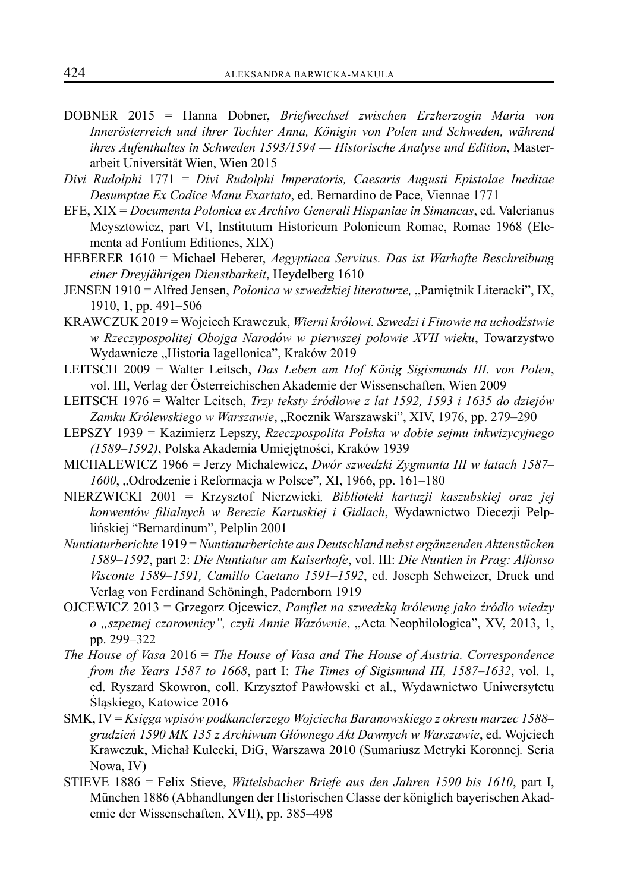DOBNER 2015 = Hanna Dobner, *Briefwechsel zwischen Erzherzogin Maria von Innerösterreich und ihrer Tochter Anna, Königin von Polen und Schweden, während ihres Aufenthaltes in Schweden 1593/1594 — Historische Analyse und Edition*, Masterarbeit Universität Wien, Wien 2015

*Divi Rudolphi* 1771 = *Divi Rudolphi Imperatoris, Caesaris Augusti Epistolae Ineditae Desumptae Ex Codice Manu Exartato*, ed. Bernardino de Pace, Viennae 1771

EFE, XIX = *Documenta Polonica ex Archivo Generali Hispaniae in Simancas*, ed. Valerianus Meysztowicz, part VI, Institutum Historicum Polonicum Romae, Romae 1968 (Elementa ad Fontium Editiones, XIX)

HEBERER 1610 = Michael Heberer, *Aegyptiaca Servitus. Das ist Warhafte Beschreibung einer Dreyjährigen Dienstbarkeit*, Heydelberg 1610

JENSEN 1910 = Alfred Jensen, *Polonica w szwedzkiej literaturze,* „Pamiętnik Literacki", IX, 1910, 1, pp. 491–506

KRAWCZUK 2019 = Wojciech Krawczuk, *Wierni królowi. Szwedzi i Finowie na uchodźstwie w Rzeczypospolitej Obojga Narodów w pierwszej połowie XVII wieku*, Towarzystwo Wydawnicze „Historia Iagellonica", Kraków 2019

LEITSCH 2009 = Walter Leitsch, *Das Leben am Hof König Sigismunds III. von Polen*, vol. III, Verlag der Österreichischen Akademie der Wissenschaften, Wien 2009

LEITSCH 1976 = Walter Leitsch, *Trzy teksty źródłowe z lat 1592, 1593 i 1635 do dziejów Zamku Królewskiego w Warszawie*, „Rocznik Warszawski", XIV, 1976, pp. 279–290

LEPSZY 1939 = Kazimierz Lepszy, *Rzeczpospolita Polska w dobie sejmu inkwizycyjnego (1589–1592)*, Polska Akademia Umiejętności, Kraków 1939

MICHALEWICZ 1966 = Jerzy Michalewicz, *Dwór szwedzki Zygmunta III w latach 1587–1600*, „Odrodzenie i Reformacja w Polsce", XI, 1966, pp. 161–180

NIERZWICKI 2001 = Krzysztof Nierzwicki*, Biblioteki kartuzji kaszubskiej oraz jej konwentów filialnych w Berezie Kartuskiej i Gidlach*, Wydawnictwo Diecezji Pelplińskiej "Bernardinum", Pelplin 2001

*Nuntiaturberichte* 1919 = *Nuntiaturberichte aus Deutschland nebst ergänzenden Aktenstücken 1589–1592*, part 2: *Die Nuntiatur am Kaiserhofe*, vol. III: *Die Nuntien in Prag: Alfonso Visconte 1589–1591, Camillo Caetano 1591–1592*, ed. Joseph Schweizer, Druck und Verlag von Ferdinand Schöningh, Padernborn 1919

OJCEWICZ 2013 = Grzegorz Ojcewicz, *Pamflet na szwedzką królewnę jako źródło wiedzy o „szpetnej czarownicy", czyli Annie Wazównie*, „Acta Neophilologica", XV, 2013, 1, pp. 299–322

*The House of Vasa* 2016 = *The House of Vasa and The House of Austria. Correspondence from the Years 1587 to 1668*, part I: *The Times of Sigismund III, 1587–1632*, vol. 1, ed. Ryszard Skowron, coll. Krzysztof Pawłowski et al., Wydawnictwo Uniwersytetu Śląskiego, Katowice 2016

SMK, IV = *Księga wpisów podkanclerzego Wojciecha Baranowskiego z okresu marzec 1588–grudzień 1590 MK 135 z Archiwum Głównego Akt Dawnych w Warszawie*, ed. Wojciech Krawczuk, Michał Kulecki, DiG, Warszawa 2010 (Sumariusz Metryki Koronnej*.* Seria Nowa, IV)

STIEVE 1886 = Felix Stieve, *Wittelsbacher Briefe aus den Jahren 1590 bis 1610*, part I, München 1886 (Abhandlungen der Historischen Classe der königlich bayerischen Akademie der Wissenschaften, XVII), pp. 385–498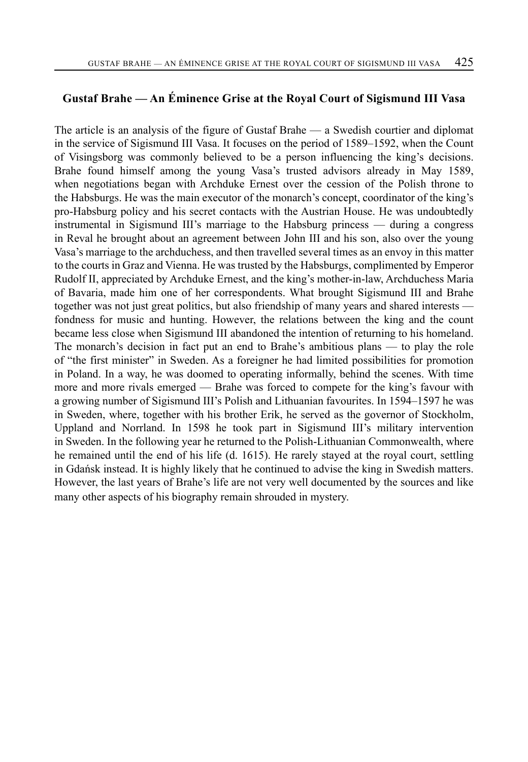## Gustaf Brahe — An Éminence Grise at the Royal Court of Sigismund III Vasa

The article is an analysis of the figure of Gustaf Brahe — a Swedish courtier and diplomat in the service of Sigismund III Vasa. It focuses on the period of 1589–1592, when the Count of Visingsborg was commonly believed to be a person influencing the king's decisions. Brahe found himself among the young Vasa's trusted advisors already in May 1589, when negotiations began with Archduke Ernest over the cession of the Polish throne to the Habsburgs. He was the main executor of the monarch's concept, coordinator of the king's pro-Habsburg policy and his secret contacts with the Austrian House. He was undoubtedly instrumental in Sigismund III's marriage to the Habsburg princess — during a congress in Reval he brought about an agreement between John III and his son, also over the young Vasa's marriage to the archduchess, and then travelled several times as an envoy in this matter to the courts in Graz and Vienna. He was trusted by the Habsburgs, complimented by Emperor Rudolf II, appreciated by Archduke Ernest, and the king's mother-in-law, Archduchess Maria of Bavaria, made him one of her correspondents. What brought Sigismund III and Brahe together was not just great politics, but also friendship of many years and shared interests — fondness for music and hunting. However, the relations between the king and the count became less close when Sigismund III abandoned the intention of returning to his homeland. The monarch's decision in fact put an end to Brahe's ambitious plans — to play the role of "the first minister" in Sweden. As a foreigner he had limited possibilities for promotion in Poland. In a way, he was doomed to operating informally, behind the scenes. With time more and more rivals emerged — Brahe was forced to compete for the king's favour with a growing number of Sigismund III's Polish and Lithuanian favourites. In 1594–1597 he was in Sweden, where, together with his brother Erik, he served as the governor of Stockholm, Uppland and Norrland. In 1598 he took part in Sigismund III's military intervention in Sweden. In the following year he returned to the Polish-Lithuanian Commonwealth, where he remained until the end of his life (d. 1615). He rarely stayed at the royal court, settling in Gdańsk instead. It is highly likely that he continued to advise the king in Swedish matters. However, the last years of Brahe's life are not very well documented by the sources and like many other aspects of his biography remain shrouded in mystery.